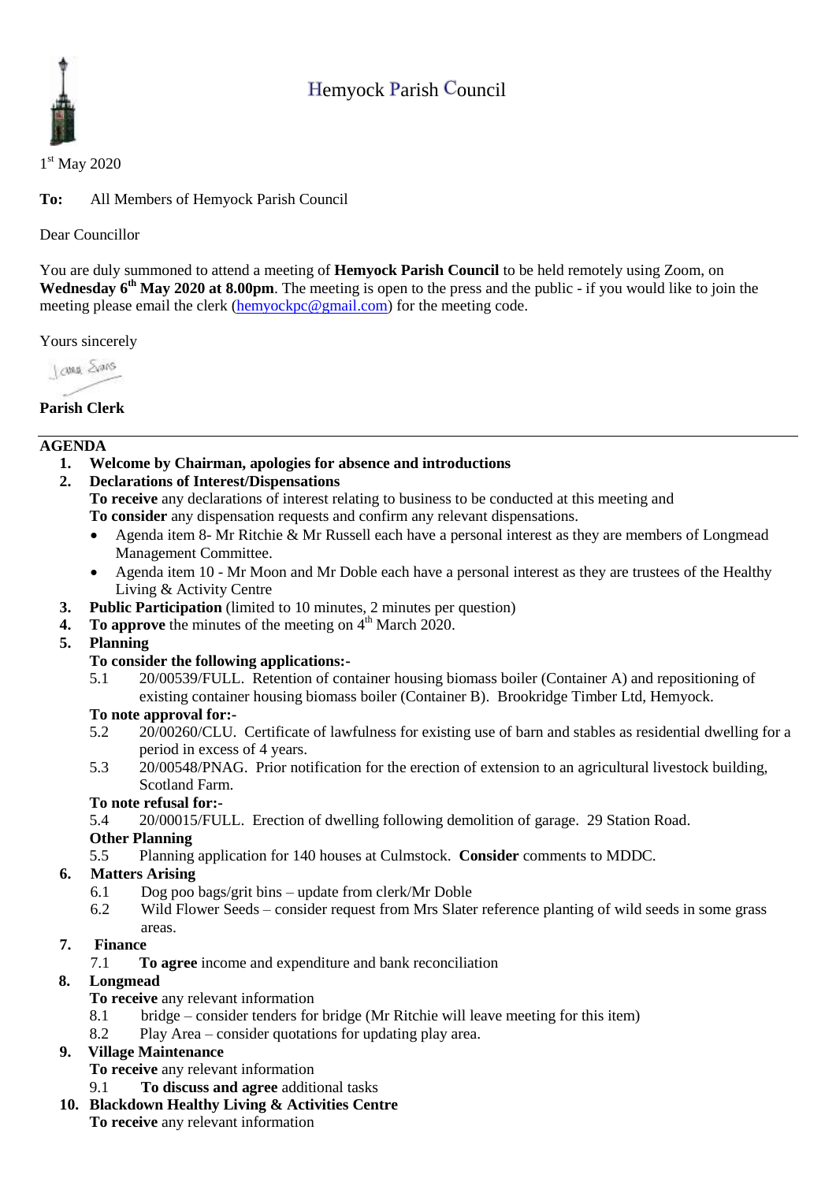# Hemyock Parish Council

1st May 2020

**To:** All Members of Hemyock Parish Council

Dear Councillor

You are duly summoned to attend a meeting of **Hemyock Parish Council** to be held remotely using Zoom, on **Wednesday 6th May 2020 at 8.00pm**. The meeting is open to the press and the public - if you would like to join the meeting please email the clerk (hemyockpc@gmail.com) for the meeting code.

Yours sincerely

**Parish Clerk**

---

## AGENDA

1. **Welcome by Chairman, apologies for absence and introductions**
2. **Declarations of Interest/Dispensations**
   **To receive** any declarations of interest relating to business to be conducted at this meeting and
   **To consider** any dispensation requests and confirm any relevant dispensations.
   - Agenda item 8- Mr Ritchie & Mr Russell each have a personal interest as they are members of Longmead Management Committee.
   - Agenda item 10 - Mr Moon and Mr Doble each have a personal interest as they are trustees of the Healthy Living & Activity Centre
3. **Public Participation** (limited to 10 minutes, 2 minutes per question)
4. **To approve** the minutes of the meeting on 4th March 2020.
5. **Planning**
   **To consider the following applications:-**
   - 5.1 20/00539/FULL. Retention of container housing biomass boiler (Container A) and repositioning of existing container housing biomass boiler (Container B). Brookridge Timber Ltd, Hemyock.

   **To note approval for:-**
   - 5.2 20/00260/CLU. Certificate of lawfulness for existing use of barn and stables as residential dwelling for a period in excess of 4 years.
   - 5.3 20/00548/PNAG. Prior notification for the erection of extension to an agricultural livestock building, Scotland Farm.

   **To note refusal for:-**
   - 5.4 20/00015/FULL. Erection of dwelling following demolition of garage. 29 Station Road.

   **Other Planning**
   - 5.5 Planning application for 140 houses at Culmstock. **Consider** comments to MDDC.
6. **Matters Arising**
   - 6.1 Dog poo bags/grit bins – update from clerk/Mr Doble
   - 6.2 Wild Flower Seeds – consider request from Mrs Slater reference planting of wild seeds in some grass areas.
7. **Finance**
   - 7.1 **To agree** income and expenditure and bank reconciliation
8. **Longmead**
   **To receive** any relevant information
   - 8.1 bridge – consider tenders for bridge (Mr Ritchie will leave meeting for this item)
   - 8.2 Play Area – consider quotations for updating play area.
9. **Village Maintenance**
   **To receive** any relevant information
   - 9.1 **To discuss and agree** additional tasks
10. **Blackdown Healthy Living & Activities Centre**
    **To receive** any relevant information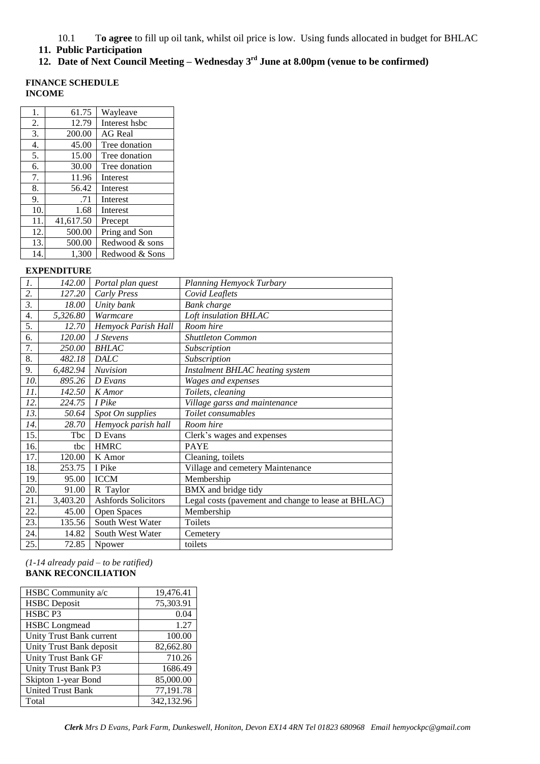10.1 T**o agree** to fill up oil tank, whilst oil price is low. Using funds allocated in budget for BHLAC

**11. Public Participation**

**12. Date of Next Council Meeting – Wednesday 3rd June at 8.00pm (venue to be confirmed)**

**FINANCE SCHEDULE**
**INCOME**

| | | |
|---|---|---|
| 1. | 61.75 | Wayleave |
| 2. | 12.79 | Interest hsbc |
| 3. | 200.00 | AG Real |
| 4. | 45.00 | Tree donation |
| 5. | 15.00 | Tree donation |
| 6. | 30.00 | Tree donation |
| 7. | 11.96 | Interest |
| 8. | 56.42 | Interest |
| 9. | .71 | Interest |
| 10. | 1.68 | Interest |
| 11. | 41,617.50 | Precept |
| 12. | 500.00 | Pring and Son |
| 13. | 500.00 | Redwood & sons |
| 14. | 1,300 | Redwood & Sons |

**EXPENDITURE**

| | | | |
|---|---|---|---|
| *1.* | *142.00* | *Portal plan quest* | *Planning Hemyock Turbary* |
| *2.* | *127.20* | *Carly Press* | *Covid Leaflets* |
| *3.* | *18.00* | *Unity bank* | *Bank charge* |
| 4. | *5,326.80* | *Warmcare* | *Loft insulation BHLAC* |
| 5. | *12.70* | *Hemyock Parish Hall* | *Room hire* |
| 6. | *120.00* | *J Stevens* | *Shuttleton Common* |
| 7. | *250.00* | *BHLAC* | *Subscription* |
| 8. | *482.18* | *DALC* | *Subscription* |
| 9. | *6,482.94* | *Nuvision* | *Instalment BHLAC heating system* |
| *10.* | *895.26* | *D Evans* | *Wages and expenses* |
| *11.* | *142.50* | *K Amor* | *Toilets, cleaning* |
| *12.* | *224.75* | *I Pike* | *Village garss and maintenance* |
| *13.* | *50.64* | *Spot On supplies* | *Toilet consumables* |
| *14.* | *28.70* | *Hemyock parish hall* | *Room hire* |
| 15. | Tbc | D Evans | Clerk's wages and expenses |
| 16. | tbc | HMRC | PAYE |
| 17. | 120.00 | K Amor | Cleaning, toilets |
| 18. | 253.75 | I Pike | Village and cemetery Maintenance |
| 19. | 95.00 | ICCM | Membership |
| 20. | 91.00 | R Taylor | BMX and bridge tidy |
| 21. | 3,403.20 | Ashfords Solicitors | Legal costs (pavement and change to lease at BHLAC) |
| 22. | 45.00 | Open Spaces | Membership |
| 23. | 135.56 | South West Water | Toilets |
| 24. | 14.82 | South West Water | Cemetery |
| 25. | 72.85 | Npower | toilets |

*(1-14 already paid – to be ratified)*

**BANK RECONCILIATION**

| | |
|---|---|
| HSBC Community a/c | 19,476.41 |
| HSBC Deposit | 75,303.91 |
| HSBC P3 | 0.04 |
| HSBC Longmead | 1.27 |
| Unity Trust Bank current | 100.00 |
| Unity Trust Bank deposit | 82,662.80 |
| Unity Trust Bank GF | 710.26 |
| Unity Trust Bank P3 | 1686.49 |
| Skipton 1-year Bond | 85,000.00 |
| United Trust Bank | 77,191.78 |
| Total | 342,132.96 |

***Clerk** Mrs D Evans, Park Farm, Dunkeswell, Honiton, Devon EX14 4RN Tel 01823 680968 Email hemyockpc@gmail.com*